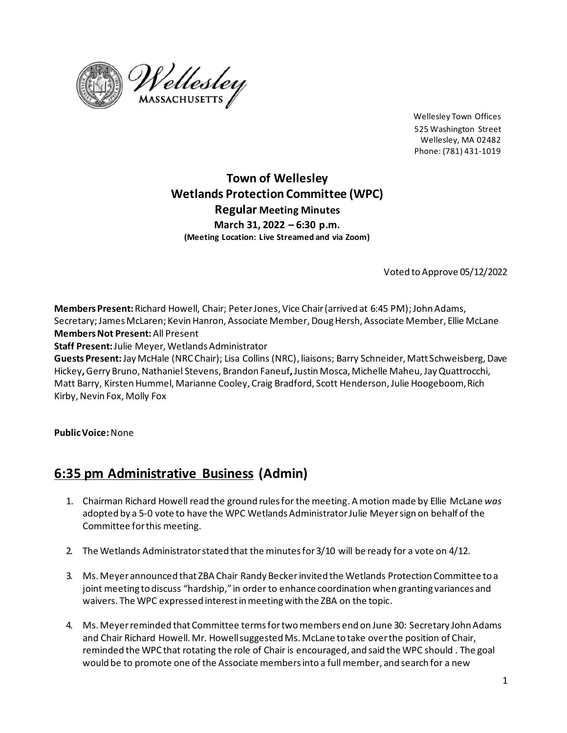Wellesley Town Offices
525 Washington Street
Wellesley, MA 02482
Phone: (781) 431-1019

# Town of Wellesley
# Wetlands Protection Committee (WPC)
## Regular Meeting Minutes
### March 31, 2022 – 6:30 p.m.
**(Meeting Location: Live Streamed and via Zoom)**

Voted to Approve 05/12/2022

**Members Present:** Richard Howell, Chair; Peter Jones, Vice Chair (arrived at 6:45 PM); John Adams, Secretary; James McLaren; Kevin Hanron, Associate Member, Doug Hersh, Associate Member, Ellie McLane
**Members Not Present:** All Present
**Staff Present:** Julie Meyer, Wetlands Administrator
**Guests Present:** Jay McHale (NRC Chair); Lisa Collins (NRC), liaisons; Barry Schneider, Matt Schweisberg, Dave Hickey**,** Gerry Bruno, Nathaniel Stevens, Brandon Faneuf**,** Justin Mosca, Michelle Maheu, Jay Quattrocchi, Matt Barry, Kirsten Hummel, Marianne Cooley, Craig Bradford, Scott Henderson, Julie Hoogeboom, Rich Kirby, Nevin Fox, Molly Fox

**Public Voice:** None

# 6:35 pm Administrative Business (Admin)

1. Chairman Richard Howell read the ground rules for the meeting. A motion made by Ellie McLane *was* adopted by a 5-0 vote to have the WPC Wetlands Administrator Julie Meyer sign on behalf of the Committee for this meeting.

2. The Wetlands Administrator stated that the minutes for 3/10 will be ready for a vote on 4/12.

3. Ms. Meyer announced that ZBA Chair Randy Becker invited the Wetlands Protection Committee to a joint meeting to discuss "hardship," in order to enhance coordination when granting variances and waivers. The WPC expressed interest in meeting with the ZBA on the topic.

4. Ms. Meyer reminded that Committee terms for two members end on June 30: Secretary John Adams and Chair Richard Howell. Mr. Howell suggested Ms. McLane to take over the position of Chair, reminded the WPC that rotating the role of Chair is encouraged, and said the WPC should . The goal would be to promote one of the Associate members into a full member, and search for a new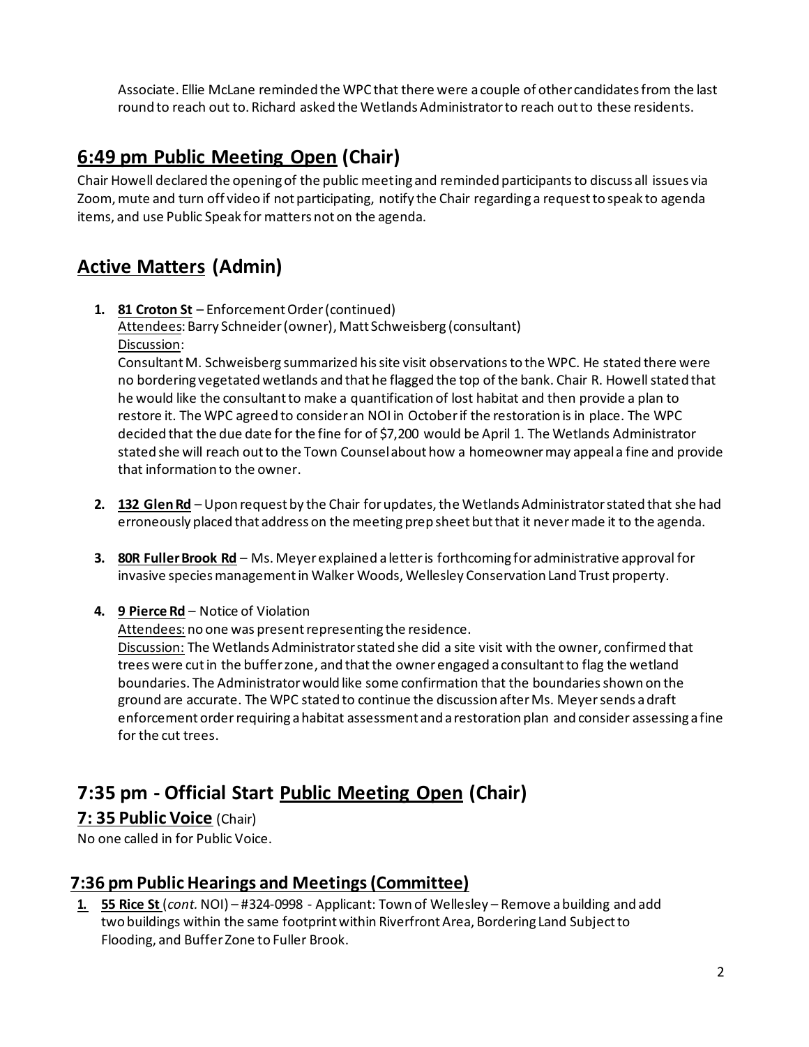Associate. Ellie McLane reminded the WPC that there were a couple of other candidates from the last round to reach out to. Richard asked the Wetlands Administrator to reach out to these residents.

## 6:49 pm Public Meeting Open (Chair)

Chair Howell declared the opening of the public meeting and reminded participants to discuss all issues via Zoom, mute and turn off video if not participating, notify the Chair regarding a request to speak to agenda items, and use Public Speak for matters not on the agenda.

## Active Matters (Admin)

1. **81 Croton St** – Enforcement Order (continued)
   Attendees: Barry Schneider (owner), Matt Schweisberg (consultant)
   Discussion:
   Consultant M. Schweisberg summarized his site visit observations to the WPC. He stated there were no bordering vegetated wetlands and that he flagged the top of the bank. Chair R. Howell stated that he would like the consultant to make a quantification of lost habitat and then provide a plan to restore it. The WPC agreed to consider an NOI in October if the restoration is in place. The WPC decided that the due date for the fine for of $7,200 would be April 1. The Wetlands Administrator stated she will reach out to the Town Counsel about how a homeowner may appeal a fine and provide that information to the owner.

2. **132 Glen Rd** – Upon request by the Chair for updates, the Wetlands Administrator stated that she had erroneously placed that address on the meeting prep sheet but that it never made it to the agenda.

3. **80R Fuller Brook Rd** – Ms. Meyer explained a letter is forthcoming for administrative approval for invasive species management in Walker Woods, Wellesley Conservation Land Trust property.

4. **9 Pierce Rd** – Notice of Violation
   Attendees: no one was present representing the residence.
   Discussion: The Wetlands Administrator stated she did a site visit with the owner, confirmed that trees were cut in the buffer zone, and that the owner engaged a consultant to flag the wetland boundaries. The Administrator would like some confirmation that the boundaries shown on the ground are accurate. The WPC stated to continue the discussion after Ms. Meyer sends a draft enforcement order requiring a habitat assessment and a restoration plan and consider assessing a fine for the cut trees.

## 7:35 pm - Official Start Public Meeting Open (Chair)

### 7: 35 Public Voice (Chair)

No one called in for Public Voice.

### 7:36 pm Public Hearings and Meetings (Committee)

1. **55 Rice St** (*cont.* NOI) – #324-0998 - Applicant: Town of Wellesley – Remove a building and add two buildings within the same footprint within Riverfront Area, Bordering Land Subject to Flooding, and Buffer Zone to Fuller Brook.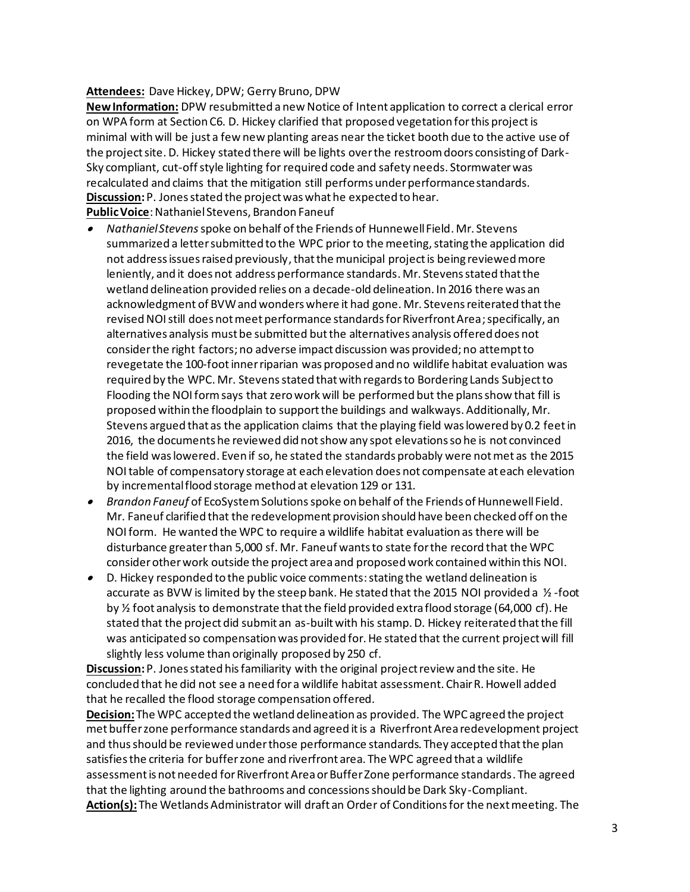**Attendees:** Dave Hickey, DPW; Gerry Bruno, DPW

**New Information:** DPW resubmitted a new Notice of Intent application to correct a clerical error on WPA form at Section C6. D. Hickey clarified that proposed vegetation for this project is minimal with will be just a few new planting areas near the ticket booth due to the active use of the project site. D. Hickey stated there will be lights over the restroom doors consisting of Dark-Sky compliant, cut-off style lighting for required code and safety needs. Stormwater was recalculated and claims that the mitigation still performs under performance standards.

**Discussion:** P. Jones stated the project was what he expected to hear.

**Public Voice**: Nathaniel Stevens, Brandon Faneuf

- *Nathaniel Stevens* spoke on behalf of the Friends of Hunnewell Field. Mr. Stevens summarized a letter submitted to the WPC prior to the meeting, stating the application did not address issues raised previously, that the municipal project is being reviewed more leniently, and it does not address performance standards. Mr. Stevens stated that the wetland delineation provided relies on a decade-old delineation. In 2016 there was an acknowledgment of BVW and wonders where it had gone. Mr. Stevens reiterated that the revised NOI still does not meet performance standards for Riverfront Area; specifically, an alternatives analysis must be submitted but the alternatives analysis offered does not consider the right factors; no adverse impact discussion was provided; no attempt to revegetate the 100-foot inner riparian was proposed and no wildlife habitat evaluation was required by the WPC. Mr. Stevens stated that with regards to Bordering Lands Subject to Flooding the NOI form says that zero work will be performed but the plans show that fill is proposed within the floodplain to support the buildings and walkways. Additionally, Mr. Stevens argued that as the application claims that the playing field was lowered by 0.2 feet in 2016, the documents he reviewed did not show any spot elevations so he is not convinced the field was lowered. Even if so, he stated the standards probably were not met as the 2015 NOI table of compensatory storage at each elevation does not compensate at each elevation by incremental flood storage method at elevation 129 or 131.
- *Brandon Faneuf* of EcoSystem Solutions spoke on behalf of the Friends of Hunnewell Field. Mr. Faneuf clarified that the redevelopment provision should have been checked off on the NOI form. He wanted the WPC to require a wildlife habitat evaluation as there will be disturbance greater than 5,000 sf. Mr. Faneuf wants to state for the record that the WPC consider other work outside the project area and proposed work contained within this NOI.
- D. Hickey responded to the public voice comments: stating the wetland delineation is accurate as BVW is limited by the steep bank. He stated that the 2015 NOI provided a ½-foot by ½ foot analysis to demonstrate that the field provided extra flood storage (64,000 cf). He stated that the project did submit an as-built with his stamp. D. Hickey reiterated that the fill was anticipated so compensation was provided for. He stated that the current project will fill slightly less volume than originally proposed by 250 cf.

**Discussion:** P. Jones stated his familiarity with the original project review and the site. He concluded that he did not see a need for a wildlife habitat assessment. Chair R. Howell added that he recalled the flood storage compensation offered.

**Decision:** The WPC accepted the wetland delineation as provided. The WPC agreed the project met buffer zone performance standards and agreed it is a Riverfront Area redevelopment project and thus should be reviewed under those performance standards. They accepted that the plan satisfies the criteria for buffer zone and riverfront area. The WPC agreed that a wildlife assessment is not needed for Riverfront Area or Buffer Zone performance standards. The agreed that the lighting around the bathrooms and concessions should be Dark Sky-Compliant.

**Action(s):** The Wetlands Administrator will draft an Order of Conditions for the next meeting. The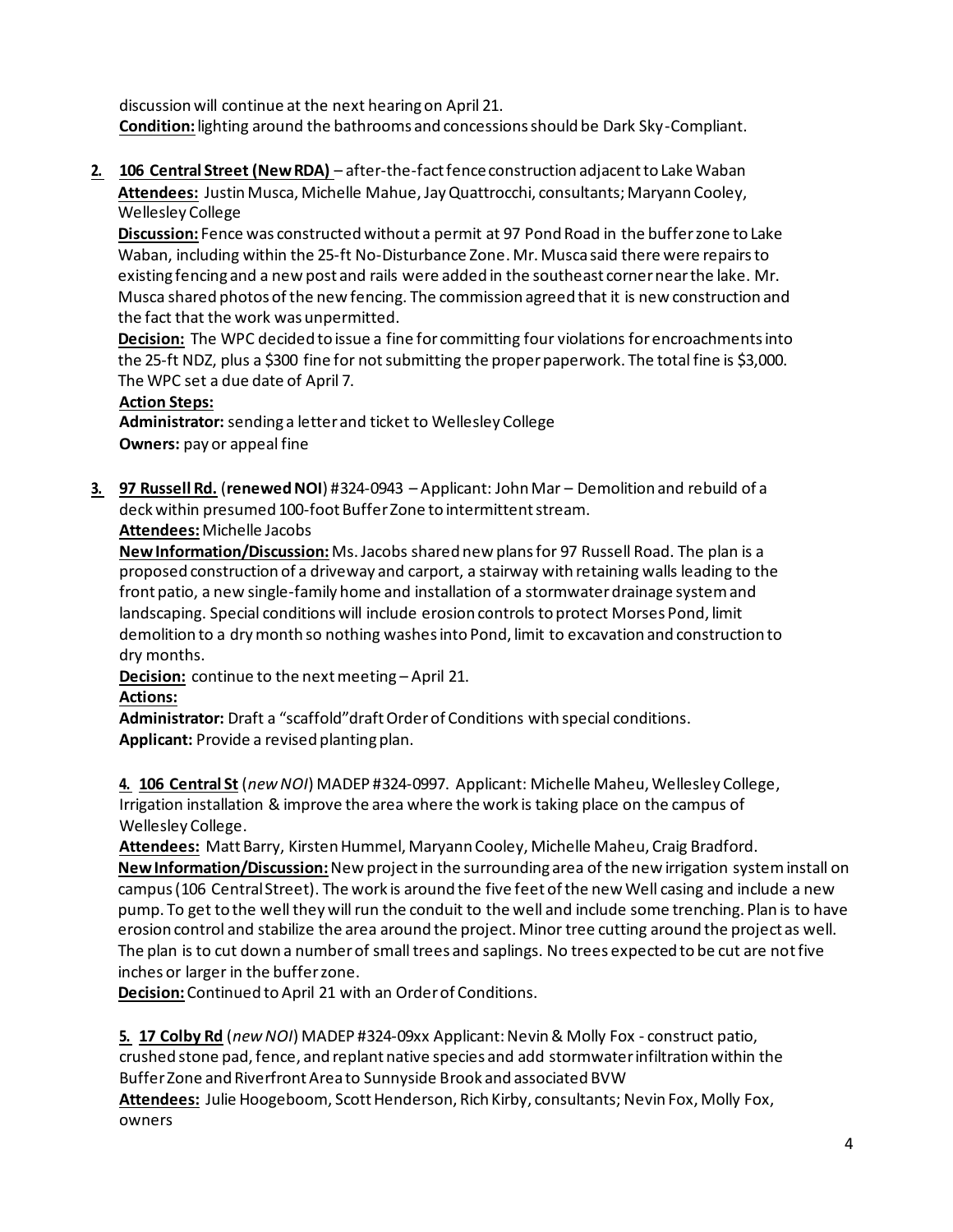discussion will continue at the next hearing on April 21.
**Condition:** lighting around the bathrooms and concessions should be Dark Sky-Compliant.

2. **106 Central Street (New RDA)** – after-the-fact fence construction adjacent to Lake Waban
**Attendees:** Justin Musca, Michelle Mahue, Jay Quattrocchi, consultants; Maryann Cooley, Wellesley College
**Discussion:** Fence was constructed without a permit at 97 Pond Road in the buffer zone to Lake Waban, including within the 25-ft No-Disturbance Zone. Mr. Musca said there were repairs to existing fencing and a new post and rails were added in the southeast corner near the lake. Mr. Musca shared photos of the new fencing. The commission agreed that it is new construction and the fact that the work was unpermitted.
**Decision:** The WPC decided to issue a fine for committing four violations for encroachments into the 25-ft NDZ, plus a $300 fine for not submitting the proper paperwork. The total fine is $3,000. The WPC set a due date of April 7.
**Action Steps:**
**Administrator:** sending a letter and ticket to Wellesley College
**Owners:** pay or appeal fine

3. **97 Russell Rd.** (**renewed NOI**) #324-0943 – Applicant: John Mar – Demolition and rebuild of a deck within presumed 100-foot Buffer Zone to intermittent stream.
**Attendees:** Michelle Jacobs
**New Information/Discussion:** Ms. Jacobs shared new plans for 97 Russell Road. The plan is a proposed construction of a driveway and carport, a stairway with retaining walls leading to the front patio, a new single-family home and installation of a stormwater drainage system and landscaping. Special conditions will include erosion controls to protect Morses Pond, limit demolition to a dry month so nothing washes into Pond, limit to excavation and construction to dry months.
**Decision:** continue to the next meeting – April 21.
**Actions:**
**Administrator:** Draft a "scaffold" draft Order of Conditions with special conditions.
**Applicant:** Provide a revised planting plan.

4. **106 Central St** (*new NOI*) MADEP #324-0997. Applicant: Michelle Maheu, Wellesley College, Irrigation installation & improve the area where the work is taking place on the campus of Wellesley College.
**Attendees:** Matt Barry, Kirsten Hummel, Maryann Cooley, Michelle Maheu, Craig Bradford.
**New Information/Discussion:** New project in the surrounding area of the new irrigation system install on campus (106 Central Street). The work is around the five feet of the new Well casing and include a new pump. To get to the well they will run the conduit to the well and include some trenching. Plan is to have erosion control and stabilize the area around the project. Minor tree cutting around the project as well. The plan is to cut down a number of small trees and saplings. No trees expected to be cut are not five inches or larger in the buffer zone.
**Decision:** Continued to April 21 with an Order of Conditions.

5. **17 Colby Rd** (*new NOI*) MADEP #324-09xx Applicant: Nevin & Molly Fox - construct patio, crushed stone pad, fence, and replant native species and add stormwater infiltration within the Buffer Zone and Riverfront Area to Sunnyside Brook and associated BVW
**Attendees:** Julie Hoogeboom, Scott Henderson, Rich Kirby, consultants; Nevin Fox, Molly Fox, owners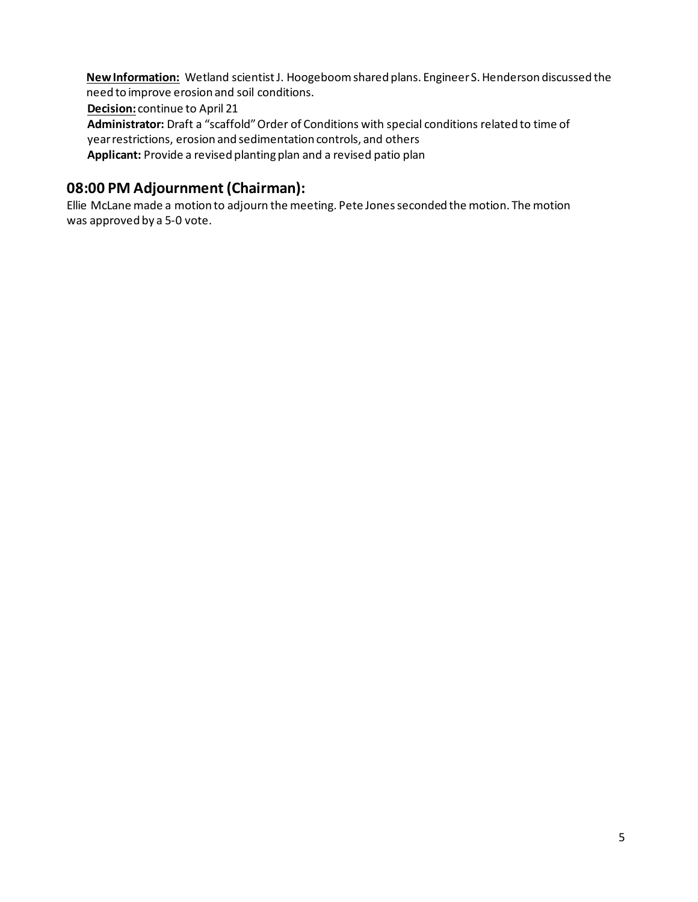**New Information:** Wetland scientist J. Hoogeboom shared plans. Engineer S. Henderson discussed the need to improve erosion and soil conditions.

**Decision:** continue to April 21

**Administrator:** Draft a "scaffold" Order of Conditions with special conditions related to time of year restrictions, erosion and sedimentation controls, and others

**Applicant:** Provide a revised planting plan and a revised patio plan

## 08:00 PM Adjournment (Chairman):

Ellie McLane made a motion to adjourn the meeting. Pete Jones seconded the motion. The motion was approved by a 5-0 vote.